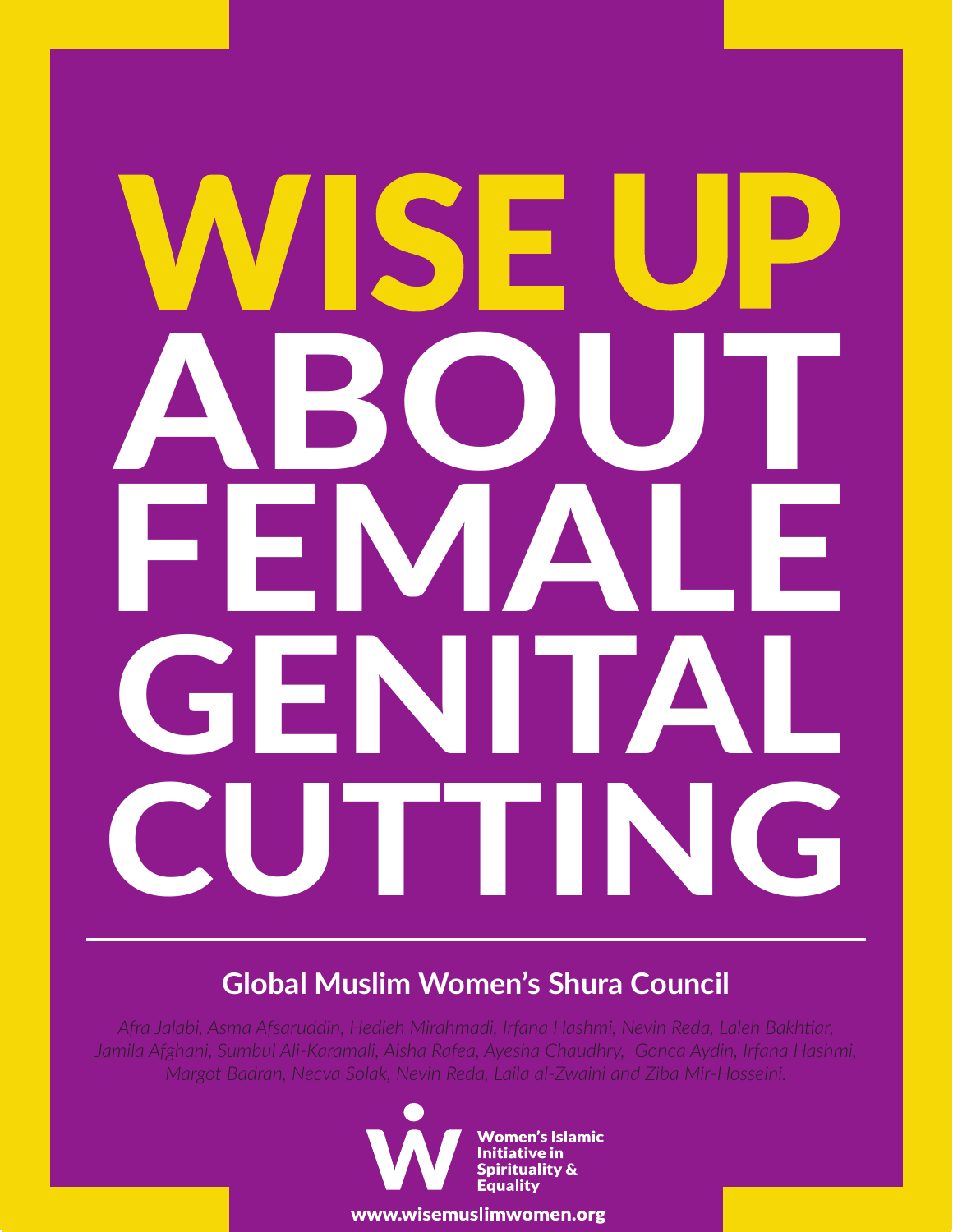# WISE UP ABOUT FEMALE GENITAL CUTTING

## Global Muslim Women's Shura Council

*Afra Jalabi, Asma Afsaruddin, Hedieh Mirahmadi, Irfana Hashmi, Nevin Reda, Laleh Bakhtiar, Jamila Afghani, Sumbul Ali-Karamali, Aisha Rafea, Ayesha Chaudhry, Gonca Aydin, Irfana Hashmi, Margot Badran, Necva Solak, Nevin Reda, Laila al-Zwaini and Ziba Mir-Hosseini.*

Women's Islamic Initiative in Spirituality & Equality

www.wisemuslimwomen.org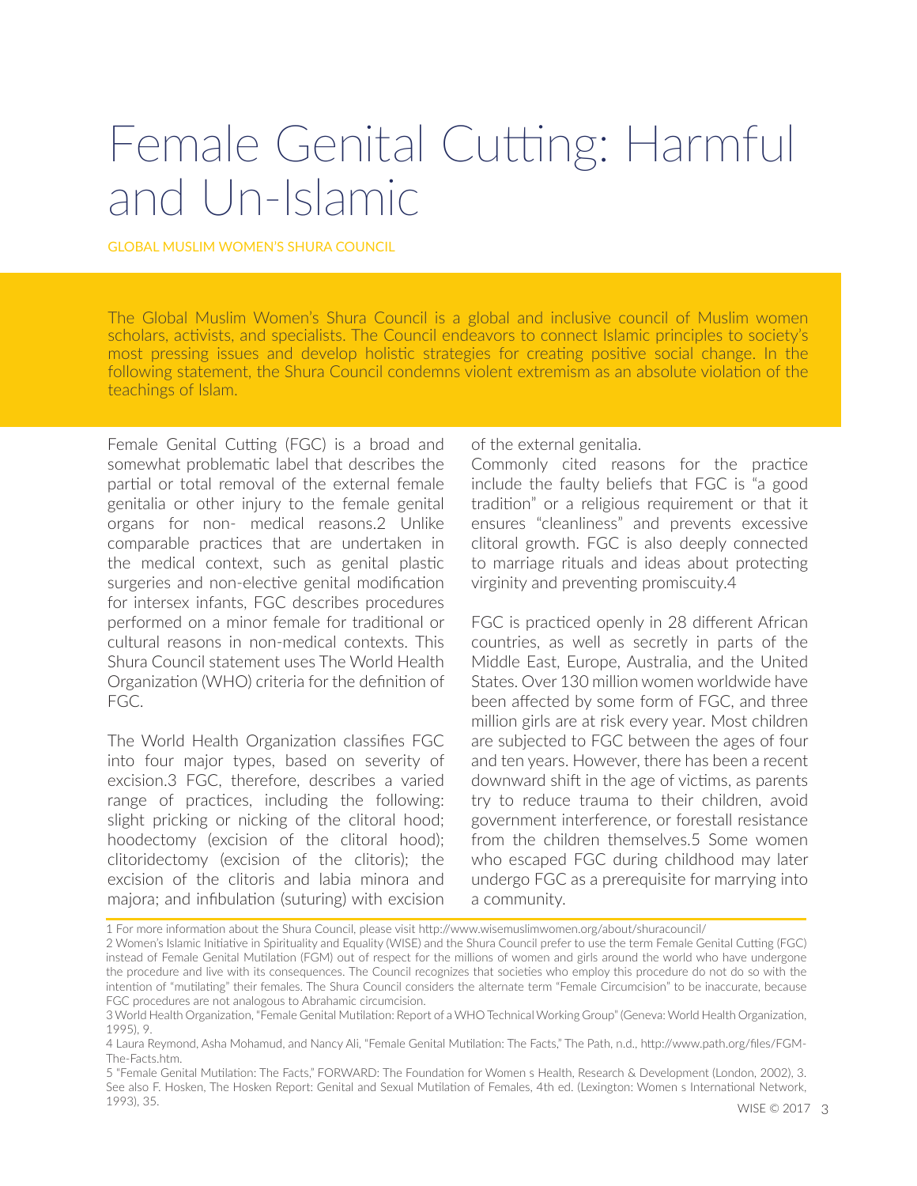# Female Genital Cutting: Harmful and Un-Islamic

GLOBAL MUSLIM WOMEN'S SHURA COUNCIL

The Global Muslim Women's Shura Council is a global and inclusive council of Muslim women scholars, activists, and specialists. The Council endeavors to connect Islamic principles to society's most pressing issues and develop holistic strategies for creating positive social change. In the following statement, the Shura Council condemns violent extremism as an absolute violation of the teachings of Islam.

Female Genital Cutting (FGC) is a broad and somewhat problematic label that describes the partial or total removal of the external female genitalia or other injury to the female genital organs for non- medical reasons.[2] Unlike comparable practices that are undertaken in the medical context, such as genital plastic surgeries and non-elective genital modification for intersex infants, FGC describes procedures performed on a minor female for traditional or cultural reasons in non-medical contexts. This Shura Council statement uses The World Health Organization (WHO) criteria for the definition of FGC.

The World Health Organization classifies FGC into four major types, based on severity of excision.[3] FGC, therefore, describes a varied range of practices, including the following: slight pricking or nicking of the clitoral hood; hoodectomy (excision of the clitoral hood); clitoridectomy (excision of the clitoris); the excision of the clitoris and labia minora and majora; and infibulation (suturing) with excision of the external genitalia.

Commonly cited reasons for the practice include the faulty beliefs that FGC is "a good tradition" or a religious requirement or that it ensures "cleanliness" and prevents excessive clitoral growth. FGC is also deeply connected to marriage rituals and ideas about protecting virginity and preventing promiscuity.[4]

FGC is practiced openly in 28 different African countries, as well as secretly in parts of the Middle East, Europe, Australia, and the United States. Over 130 million women worldwide have been affected by some form of FGC, and three million girls are at risk every year. Most children are subjected to FGC between the ages of four and ten years. However, there has been a recent downward shift in the age of victims, as parents try to reduce trauma to their children, avoid government interference, or forestall resistance from the children themselves.[5] Some women who escaped FGC during childhood may later undergo FGC as a prerequisite for marrying into a community.

---

1 For more information about the Shura Council, please visit http://www.wisemuslimwomen.org/about/shuracouncil/

2 Women's Islamic Initiative in Spirituality and Equality (WISE) and the Shura Council prefer to use the term Female Genital Cutting (FGC) instead of Female Genital Mutilation (FGM) out of respect for the millions of women and girls around the world who have undergone the procedure and live with its consequences. The Council recognizes that societies who employ this procedure do not do so with the intention of "mutilating" their females. The Shura Council considers the alternate term "Female Circumcision" to be inaccurate, because FGC procedures are not analogous to Abrahamic circumcision.

3 World Health Organization, "Female Genital Mutilation: Report of a WHO Technical Working Group" (Geneva: World Health Organization, 1995), 9.

4 Laura Reymond, Asha Mohamud, and Nancy Ali, "Female Genital Mutilation: The Facts," The Path, n.d., http://www.path.org/files/FGM-The-Facts.htm.

5 "Female Genital Mutilation: The Facts," FORWARD: The Foundation for Women s Health, Research & Development (London, 2002), 3. See also F. Hosken, The Hosken Report: Genital and Sexual Mutilation of Females, 4th ed. (Lexington: Women s International Network, 1993), 35.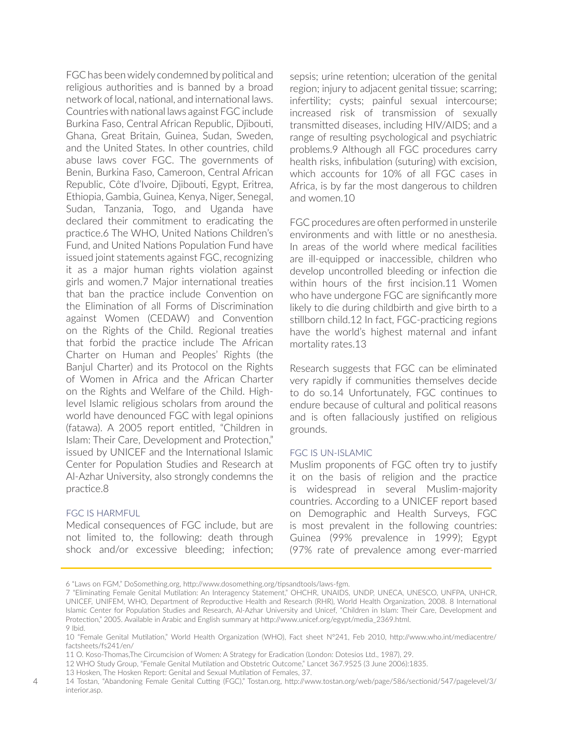FGC has been widely condemned by political and religious authorities and is banned by a broad network of local, national, and international laws. Countries with national laws against FGC include Burkina Faso, Central African Republic, Djibouti, Ghana, Great Britain, Guinea, Sudan, Sweden, and the United States. In other countries, child abuse laws cover FGC. The governments of Benin, Burkina Faso, Cameroon, Central African Republic, Côte d'Ivoire, Djibouti, Egypt, Eritrea, Ethiopia, Gambia, Guinea, Kenya, Niger, Senegal, Sudan, Tanzania, Togo, and Uganda have declared their commitment to eradicating the practice.[6] The WHO, United Nations Children's Fund, and United Nations Population Fund have issued joint statements against FGC, recognizing it as a major human rights violation against girls and women.[7] Major international treaties that ban the practice include Convention on the Elimination of all Forms of Discrimination against Women (CEDAW) and Convention on the Rights of the Child. Regional treaties that forbid the practice include The African Charter on Human and Peoples' Rights (the Banjul Charter) and its Protocol on the Rights of Women in Africa and the African Charter on the Rights and Welfare of the Child. High-level Islamic religious scholars from around the world have denounced FGC with legal opinions (fatawa). A 2005 report entitled, "Children in Islam: Their Care, Development and Protection," issued by UNICEF and the International Islamic Center for Population Studies and Research at Al-Azhar University, also strongly condemns the practice.[8]

## FGC IS HARMFUL

Medical consequences of FGC include, but are not limited to, the following: death through shock and/or excessive bleeding; infection; sepsis; urine retention; ulceration of the genital region; injury to adjacent genital tissue; scarring; infertility; cysts; painful sexual intercourse; increased risk of transmission of sexually transmitted diseases, including HIV/AIDS; and a range of resulting psychological and psychiatric problems.[9] Although all FGC procedures carry health risks, infibulation (suturing) with excision, which accounts for 10% of all FGC cases in Africa, is by far the most dangerous to children and women.[10]

FGC procedures are often performed in unsterile environments and with little or no anesthesia. In areas of the world where medical facilities are ill-equipped or inaccessible, children who develop uncontrolled bleeding or infection die within hours of the first incision.[11] Women who have undergone FGC are significantly more likely to die during childbirth and give birth to a stillborn child.[12] In fact, FGC-practicing regions have the world's highest maternal and infant mortality rates.[13]

Research suggests that FGC can be eliminated very rapidly if communities themselves decide to do so.[14] Unfortunately, FGC continues to endure because of cultural and political reasons and is often fallaciously justified on religious grounds.

## FGC IS UN-ISLAMIC

Muslim proponents of FGC often try to justify it on the basis of religion and the practice is widespread in several Muslim-majority countries. According to a UNICEF report based on Demographic and Health Surveys, FGC is most prevalent in the following countries: Guinea (99% prevalence in 1999); Egypt (97% rate of prevalence among ever-married

---

6 "Laws on FGM," DoSomething.org, http://www.dosomething.org/tipsandtools/laws-fgm.

7 "Eliminating Female Genital Mutilation: An Interagency Statement," OHCHR, UNAIDS, UNDP, UNECA, UNESCO, UNFPA, UNHCR, UNICEF, UNIFEM, WHO, Department of Reproductive Health and Research (RHR), World Health Organization, 2008. 8 International Islamic Center for Population Studies and Research, Al-Azhar University and Unicef, "Children in Islam: Their Care, Development and Protection," 2005. Available in Arabic and English summary at http://www.unicef.org/egypt/media_2369.html.

9 Ibid.

10 "Female Genital Mutilation," World Health Organization (WHO), Fact sheet N°241, Feb 2010, http://www.who.int/mediacentre/factsheets/fs241/en/

11 O. Koso-Thomas,The Circumcision of Women: A Strategy for Eradication (London: Dotesios Ltd., 1987), 29.

12 WHO Study Group, "Female Genital Mutilation and Obstetric Outcome," Lancet 367.9525 (3 June 2006):1835.

13 Hosken, The Hosken Report: Genital and Sexual Mutilation of Females, 37.

14 Tostan, "Abandoning Female Genital Cutting (FGC)," Tostan.org, http://www.tostan.org/web/page/586/sectionid/547/pagelevel/3/interior.asp.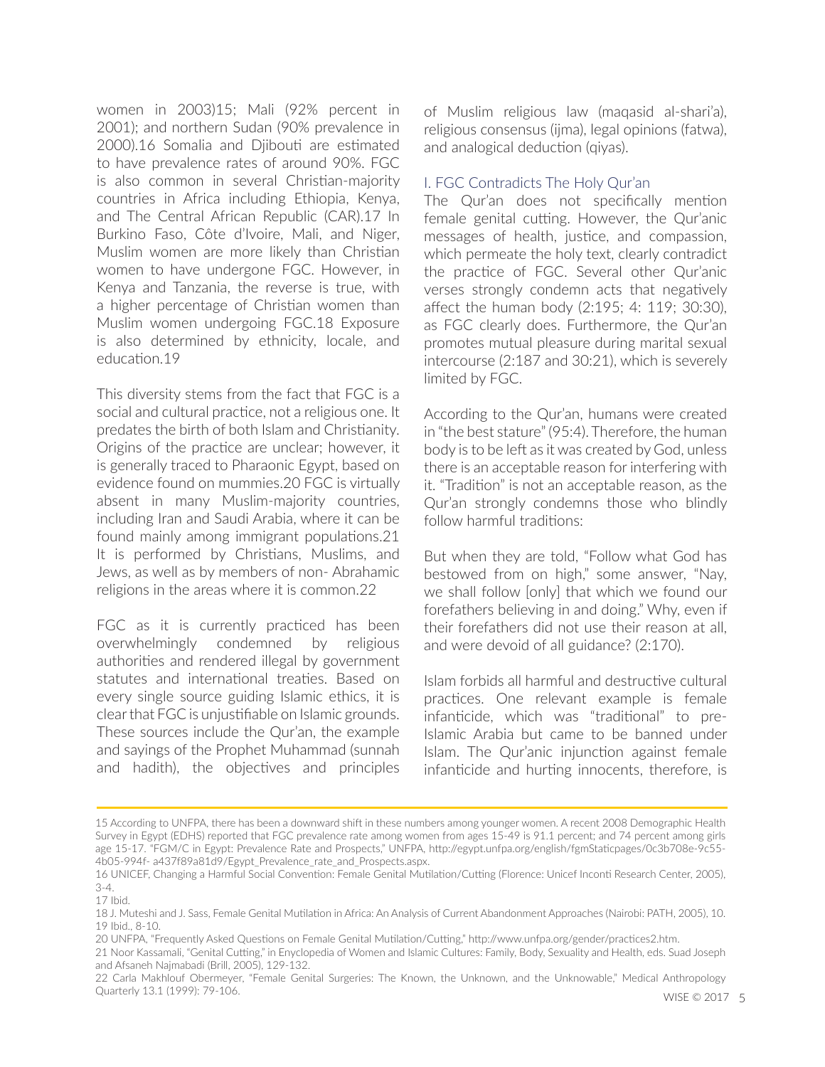women in 2003)[15]; Mali (92% percent in 2001); and northern Sudan (90% prevalence in 2000).[16] Somalia and Djibouti are estimated to have prevalence rates of around 90%. FGC is also common in several Christian-majority countries in Africa including Ethiopia, Kenya, and The Central African Republic (CAR).[17] In Burkino Faso, Côte d'Ivoire, Mali, and Niger, Muslim women are more likely than Christian women to have undergone FGC. However, in Kenya and Tanzania, the reverse is true, with a higher percentage of Christian women than Muslim women undergoing FGC.[18] Exposure is also determined by ethnicity, locale, and education.[19]

This diversity stems from the fact that FGC is a social and cultural practice, not a religious one. It predates the birth of both Islam and Christianity. Origins of the practice are unclear; however, it is generally traced to Pharaonic Egypt, based on evidence found on mummies.[20] FGC is virtually absent in many Muslim-majority countries, including Iran and Saudi Arabia, where it can be found mainly among immigrant populations.[21] It is performed by Christians, Muslims, and Jews, as well as by members of non- Abrahamic religions in the areas where it is common.[22]

FGC as it is currently practiced has been overwhelmingly condemned by religious authorities and rendered illegal by government statutes and international treaties. Based on every single source guiding Islamic ethics, it is clear that FGC is unjustifiable on Islamic grounds. These sources include the Qur'an, the example and sayings of the Prophet Muhammad (sunnah and hadith), the objectives and principles of Muslim religious law (maqasid al-shari'a), religious consensus (ijma), legal opinions (fatwa), and analogical deduction (qiyas).

### I. FGC Contradicts The Holy Qur'an

The Qur'an does not specifically mention female genital cutting. However, the Qur'anic messages of health, justice, and compassion, which permeate the holy text, clearly contradict the practice of FGC. Several other Qur'anic verses strongly condemn acts that negatively affect the human body (2:195; 4: 119; 30:30), as FGC clearly does. Furthermore, the Qur'an promotes mutual pleasure during marital sexual intercourse (2:187 and 30:21), which is severely limited by FGC.

According to the Qur'an, humans were created in "the best stature" (95:4). Therefore, the human body is to be left as it was created by God, unless there is an acceptable reason for interfering with it. "Tradition" is not an acceptable reason, as the Qur'an strongly condemns those who blindly follow harmful traditions:

But when they are told, "Follow what God has bestowed from on high," some answer, "Nay, we shall follow [only] that which we found our forefathers believing in and doing." Why, even if their forefathers did not use their reason at all, and were devoid of all guidance? (2:170).

Islam forbids all harmful and destructive cultural practices. One relevant example is female infanticide, which was "traditional" to pre-Islamic Arabia but came to be banned under Islam. The Qur'anic injunction against female infanticide and hurting innocents, therefore, is

---

15 According to UNFPA, there has been a downward shift in these numbers among younger women. A recent 2008 Demographic Health Survey in Egypt (EDHS) reported that FGC prevalence rate among women from ages 15-49 is 91.1 percent; and 74 percent among girls age 15-17. "FGM/C in Egypt: Prevalence Rate and Prospects," UNFPA, http://egypt.unfpa.org/english/fgmStaticpages/0c3b708e-9c55-4b05-994f- a437f89a81d9/Egypt_Prevalence_rate_and_Prospects.aspx.

16 UNICEF, Changing a Harmful Social Convention: Female Genital Mutilation/Cutting (Florence: Unicef Inconti Research Center, 2005), 3-4.

17 Ibid.

18 J. Muteshi and J. Sass, Female Genital Mutilation in Africa: An Analysis of Current Abandonment Approaches (Nairobi: PATH, 2005), 10.

19 Ibid., 8-10.

20 UNFPA, "Frequently Asked Questions on Female Genital Mutilation/Cutting," http://www.unfpa.org/gender/practices2.htm.

21 Noor Kassamali, "Genital Cutting," in Enyclopedia of Women and Islamic Cultures: Family, Body, Sexuality and Health, eds. Suad Joseph and Afsaneh Najmabadi (Brill, 2005), 129-132.

22 Carla Makhlouf Obermeyer, "Female Genital Surgeries: The Known, the Unknown, and the Unknowable," Medical Anthropology Quarterly 13.1 (1999): 79-106.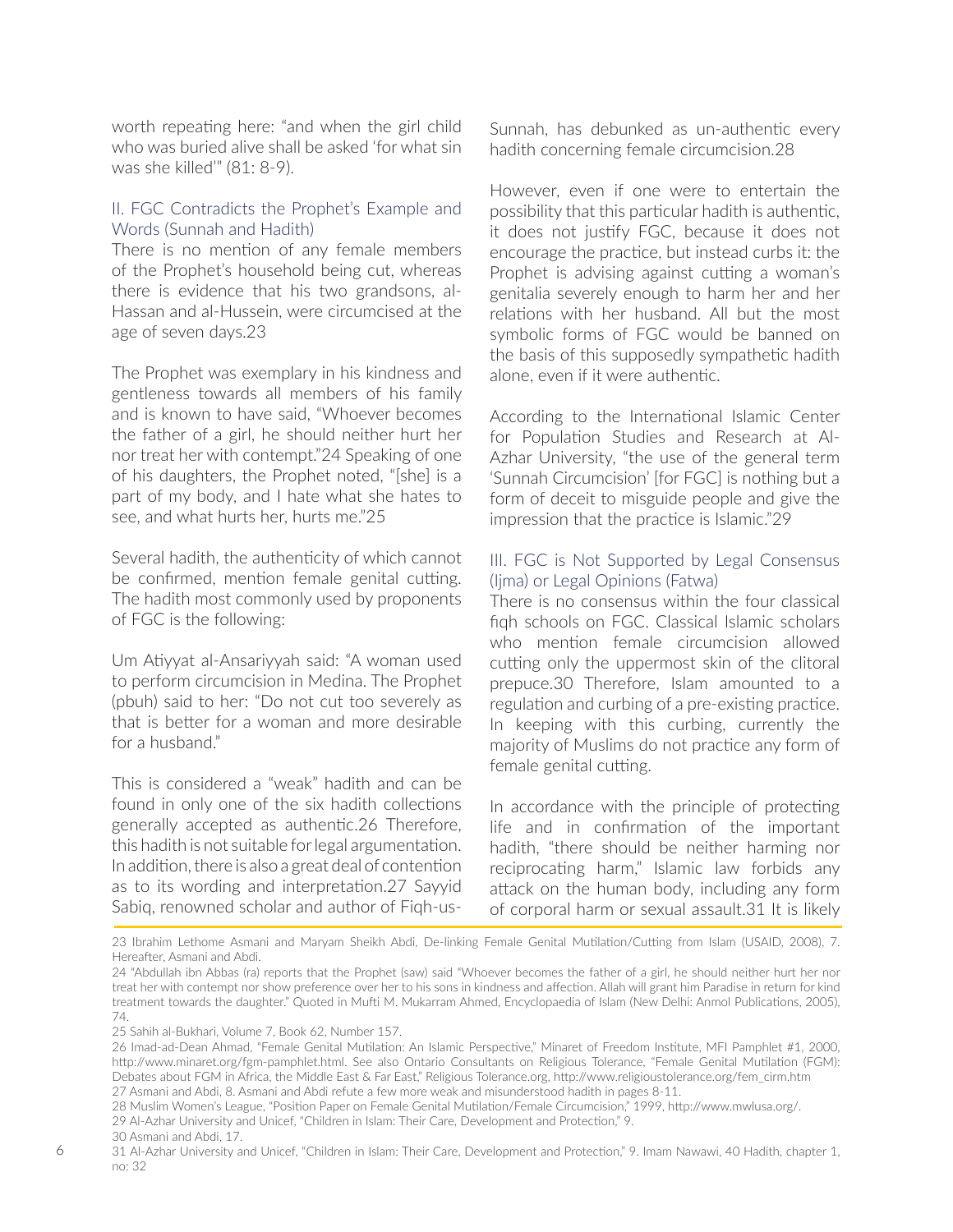worth repeating here: "and when the girl child who was buried alive shall be asked 'for what sin was she killed'" (81: 8-9).

### II. FGC Contradicts the Prophet's Example and Words (Sunnah and Hadith)

There is no mention of any female members of the Prophet's household being cut, whereas there is evidence that his two grandsons, al-Hassan and al-Hussein, were circumcised at the age of seven days.[23]

The Prophet was exemplary in his kindness and gentleness towards all members of his family and is known to have said, "Whoever becomes the father of a girl, he should neither hurt her nor treat her with contempt."[24] Speaking of one of his daughters, the Prophet noted, "[she] is a part of my body, and I hate what she hates to see, and what hurts her, hurts me."[25]

Several hadith, the authenticity of which cannot be confirmed, mention female genital cutting. The hadith most commonly used by proponents of FGC is the following:

Um Atiyyat al-Ansariyyah said: "A woman used to perform circumcision in Medina. The Prophet (pbuh) said to her: "Do not cut too severely as that is better for a woman and more desirable for a husband."

This is considered a "weak" hadith and can be found in only one of the six hadith collections generally accepted as authentic.[26] Therefore, this hadith is not suitable for legal argumentation. In addition, there is also a great deal of contention as to its wording and interpretation.[27] Sayyid Sabiq, renowned scholar and author of Fiqh-us-Sunnah, has debunked as un-authentic every hadith concerning female circumcision.[28]

However, even if one were to entertain the possibility that this particular hadith is authentic, it does not justify FGC, because it does not encourage the practice, but instead curbs it: the Prophet is advising against cutting a woman's genitalia severely enough to harm her and her relations with her husband. All but the most symbolic forms of FGC would be banned on the basis of this supposedly sympathetic hadith alone, even if it were authentic.

According to the International Islamic Center for Population Studies and Research at Al-Azhar University, "the use of the general term 'Sunnah Circumcision' [for FGC] is nothing but a form of deceit to misguide people and give the impression that the practice is Islamic."[29]

### III. FGC is Not Supported by Legal Consensus (Ijma) or Legal Opinions (Fatwa)

There is no consensus within the four classical fiqh schools on FGC. Classical Islamic scholars who mention female circumcision allowed cutting only the uppermost skin of the clitoral prepuce.[30] Therefore, Islam amounted to a regulation and curbing of a pre-existing practice. In keeping with this curbing, currently the majority of Muslims do not practice any form of female genital cutting.

In accordance with the principle of protecting life and in confirmation of the important hadith, "there should be neither harming nor reciprocating harm," Islamic law forbids any attack on the human body, including any form of corporal harm or sexual assault.[31] It is likely

---

23 Ibrahim Lethome Asmani and Maryam Sheikh Abdi, De-linking Female Genital Mutilation/Cutting from Islam (USAID, 2008), 7. Hereafter, Asmani and Abdi.

24 "Abdullah ibn Abbas (ra) reports that the Prophet (saw) said "Whoever becomes the father of a girl, he should neither hurt her nor treat her with contempt nor show preference over her to his sons in kindness and affection. Allah will grant him Paradise in return for kind treatment towards the daughter." Quoted in Mufti M. Mukarram Ahmed, Encyclopaedia of Islam (New Delhi: Anmol Publications, 2005), 74.

25 Sahih al-Bukhari, Volume 7, Book 62, Number 157.

26 Imad-ad-Dean Ahmad, "Female Genital Mutilation: An Islamic Perspective," Minaret of Freedom Institute, MFI Pamphlet #1, 2000, http://www.minaret.org/fgm-pamphlet.html. See also Ontario Consultants on Religious Tolerance, "Female Genital Mutilation (FGM): Debates about FGM in Africa, the Middle East & Far East," Religious Tolerance.org, http://www.religioustolerance.org/fem_cirm.htm

27 Asmani and Abdi, 8. Asmani and Abdi refute a few more weak and misunderstood hadith in pages 8-11.

28 Muslim Women's League, "Position Paper on Female Genital Mutilation/Female Circumcision," 1999, http://www.mwlusa.org/.

29 Al-Azhar University and Unicef, "Children in Islam: Their Care, Development and Protection," 9.

30 Asmani and Abdi, 17.

31 Al-Azhar University and Unicef, "Children in Islam: Their Care, Development and Protection," 9. Imam Nawawi, 40 Hadith, chapter 1, no: 32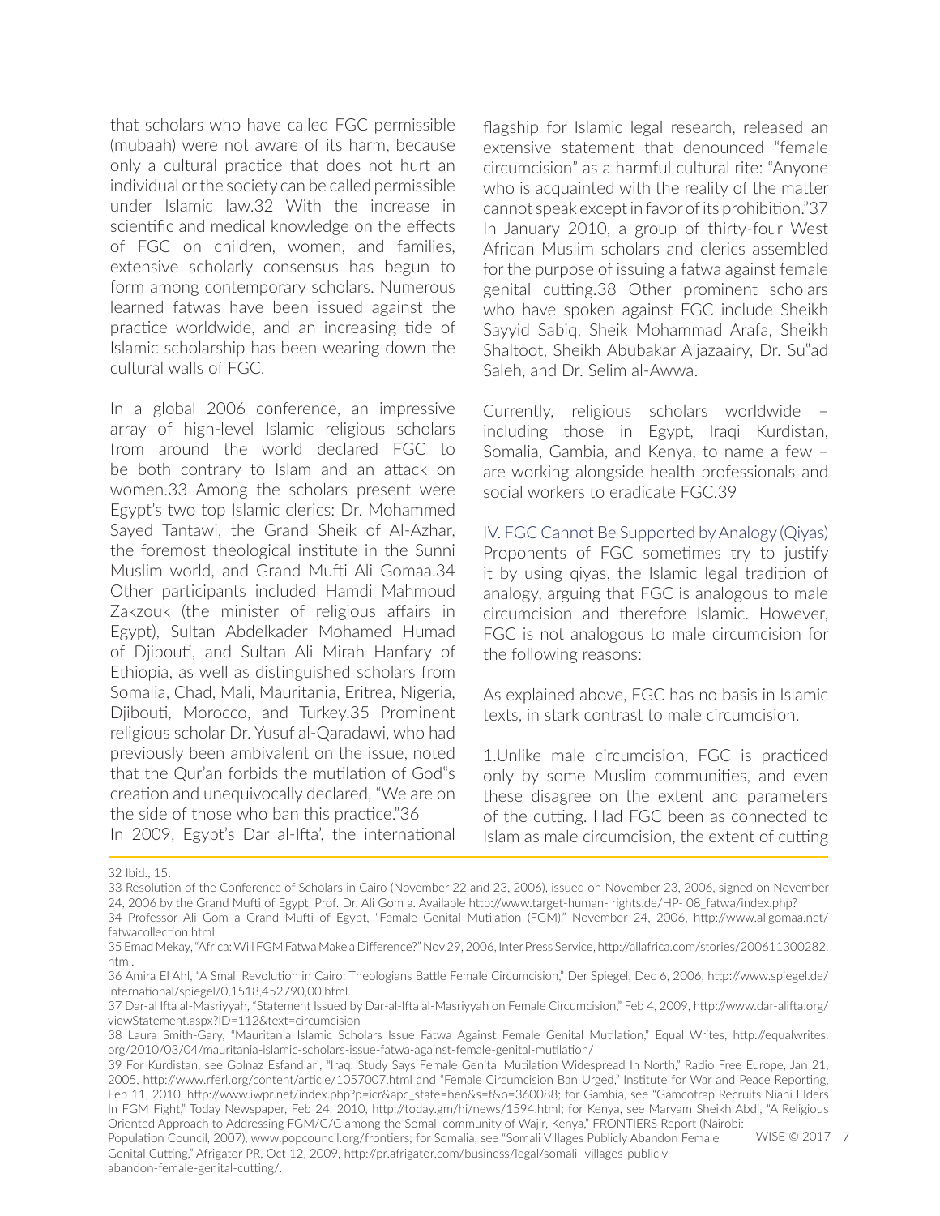that scholars who have called FGC permissible (mubaah) were not aware of its harm, because only a cultural practice that does not hurt an individual or the society can be called permissible under Islamic law.[32] With the increase in scientific and medical knowledge on the effects of FGC on children, women, and families, extensive scholarly consensus has begun to form among contemporary scholars. Numerous learned fatwas have been issued against the practice worldwide, and an increasing tide of Islamic scholarship has been wearing down the cultural walls of FGC.

In a global 2006 conference, an impressive array of high-level Islamic religious scholars from around the world declared FGC to be both contrary to Islam and an attack on women.[33] Among the scholars present were Egypt's two top Islamic clerics: Dr. Mohammed Sayed Tantawi, the Grand Sheik of Al-Azhar, the foremost theological institute in the Sunni Muslim world, and Grand Mufti Ali Gomaa.[34] Other participants included Hamdi Mahmoud Zakzouk (the minister of religious affairs in Egypt), Sultan Abdelkader Mohamed Humad of Djibouti, and Sultan Ali Mirah Hanfary of Ethiopia, as well as distinguished scholars from Somalia, Chad, Mali, Mauritania, Eritrea, Nigeria, Djibouti, Morocco, and Turkey.[35] Prominent religious scholar Dr. Yusuf al-Qaradawi, who had previously been ambivalent on the issue, noted that the Qur'an forbids the mutilation of God"s creation and unequivocally declared, "We are on the side of those who ban this practice."[36]
In 2009, Egypt's Dār al-Iftā', the international flagship for Islamic legal research, released an extensive statement that denounced "female circumcision" as a harmful cultural rite: "Anyone who is acquainted with the reality of the matter cannot speak except in favor of its prohibition."[37] In January 2010, a group of thirty-four West African Muslim scholars and clerics assembled for the purpose of issuing a fatwa against female genital cutting.[38] Other prominent scholars who have spoken against FGC include Sheikh Sayyid Sabiq, Sheik Mohammad Arafa, Sheikh Shaltoot, Sheikh Abubakar Aljazaairy, Dr. Su"ad Saleh, and Dr. Selim al-Awwa.

Currently, religious scholars worldwide – including those in Egypt, Iraqi Kurdistan, Somalia, Gambia, and Kenya, to name a few – are working alongside health professionals and social workers to eradicate FGC.[39]

## IV. FGC Cannot Be Supported by Analogy (Qiyas)

Proponents of FGC sometimes try to justify it by using qiyas, the Islamic legal tradition of analogy, arguing that FGC is analogous to male circumcision and therefore Islamic. However, FGC is not analogous to male circumcision for the following reasons:

As explained above, FGC has no basis in Islamic texts, in stark contrast to male circumcision.

1.Unlike male circumcision, FGC is practiced only by some Muslim communities, and even these disagree on the extent and parameters of the cutting. Had FGC been as connected to Islam as male circumcision, the extent of cutting

---

32 Ibid., 15.

33 Resolution of the Conference of Scholars in Cairo (November 22 and 23, 2006), issued on November 23, 2006, signed on November 24, 2006 by the Grand Mufti of Egypt, Prof. Dr. Ali Gom a. Available http://www.target-human- rights.de/HP- 08_fatwa/index.php?

34 Professor Ali Gom a Grand Mufti of Egypt, "Female Genital Mutilation (FGM)," November 24, 2006, http://www.aligomaa.net/fatwacollection.html.

35 Emad Mekay, "Africa: Will FGM Fatwa Make a Difference?" Nov 29, 2006, Inter Press Service, http://allafrica.com/stories/200611300282.html.

36 Amira El Ahl, "A Small Revolution in Cairo: Theologians Battle Female Circumcision," Der Spiegel, Dec 6, 2006, http://www.spiegel.de/international/spiegel/0,1518,452790,00.html.

37 Dar-al Ifta al-Masriyyah, "Statement Issued by Dar-al-Ifta al-Masriyyah on Female Circumcision," Feb 4, 2009, http://www.dar-alifta.org/viewStatement.aspx?ID=112&text=circumcision

38 Laura Smith-Gary, "Mauritania Islamic Scholars Issue Fatwa Against Female Genital Mutilation," Equal Writes, http://equalwrites.org/2010/03/04/mauritania-islamic-scholars-issue-fatwa-against-female-genital-mutilation/

39 For Kurdistan, see Golnaz Esfandiari, "Iraq: Study Says Female Genital Mutilation Widespread In North," Radio Free Europe, Jan 21, 2005, http://www.rferl.org/content/article/1057007.html and "Female Circumcision Ban Urged," Institute for War and Peace Reporting, Feb 11, 2010, http://www.iwpr.net/index.php?p=icr&apc_state=hen&s=f&o=360088; for Gambia, see "Gamcotrap Recruits Niani Elders In FGM Fight," Today Newspaper, Feb 24, 2010, http://today.gm/hi/news/1594.html; for Kenya, see Maryam Sheikh Abdi, "A Religious Oriented Approach to Addressing FGM/C/C among the Somali community of Wajir, Kenya," FRONTIERS Report (Nairobi: Population Council, 2007), www.popcouncil.org/frontiers; for Somalia, see "Somali Villages Publicly Abandon Female Genital Cutting," Afrigator PR, Oct 12, 2009, http://pr.afrigator.com/business/legal/somali- villages-publicly-abandon-female-genital-cutting/.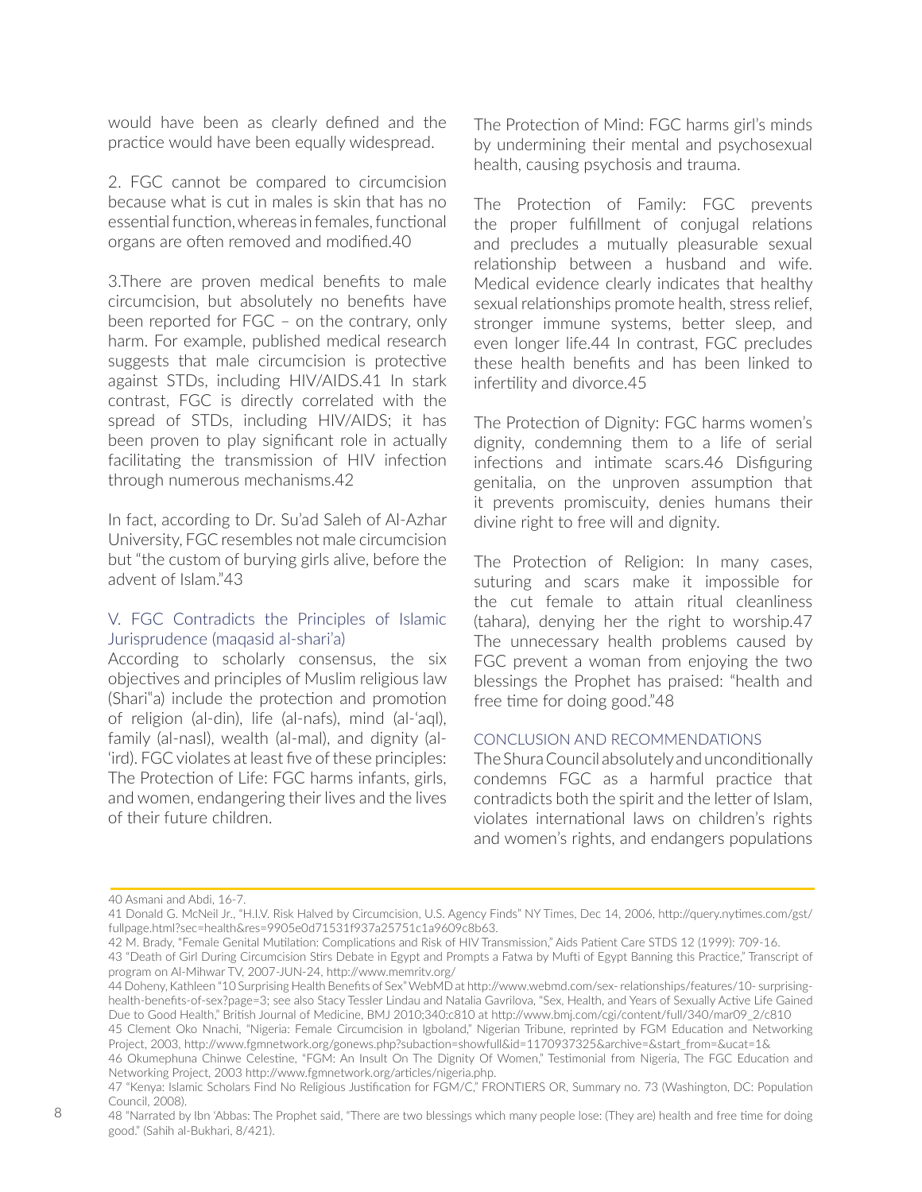would have been as clearly defined and the practice would have been equally widespread.

2. FGC cannot be compared to circumcision because what is cut in males is skin that has no essential function, whereas in females, functional organs are often removed and modified.[40]

3.There are proven medical benefits to male circumcision, but absolutely no benefits have been reported for FGC – on the contrary, only harm. For example, published medical research suggests that male circumcision is protective against STDs, including HIV/AIDS.[41] In stark contrast, FGC is directly correlated with the spread of STDs, including HIV/AIDS; it has been proven to play significant role in actually facilitating the transmission of HIV infection through numerous mechanisms.[42]

In fact, according to Dr. Su'ad Saleh of Al-Azhar University, FGC resembles not male circumcision but "the custom of burying girls alive, before the advent of Islam."[43]

## V. FGC Contradicts the Principles of Islamic Jurisprudence (maqasid al-shari'a)

According to scholarly consensus, the six objectives and principles of Muslim religious law (Shari"a) include the protection and promotion of religion (al-din), life (al-nafs), mind (al-'aql), family (al-nasl), wealth (al-mal), and dignity (al-'ird). FGC violates at least five of these principles:

The Protection of Life: FGC harms infants, girls, and women, endangering their lives and the lives of their future children.

The Protection of Mind: FGC harms girl's minds by undermining their mental and psychosexual health, causing psychosis and trauma.

The Protection of Family: FGC prevents the proper fulfillment of conjugal relations and precludes a mutually pleasurable sexual relationship between a husband and wife. Medical evidence clearly indicates that healthy sexual relationships promote health, stress relief, stronger immune systems, better sleep, and even longer life.[44] In contrast, FGC precludes these health benefits and has been linked to infertility and divorce.[45]

The Protection of Dignity: FGC harms women's dignity, condemning them to a life of serial infections and intimate scars.[46] Disfiguring genitalia, on the unproven assumption that it prevents promiscuity, denies humans their divine right to free will and dignity.

The Protection of Religion: In many cases, suturing and scars make it impossible for the cut female to attain ritual cleanliness (tahara), denying her the right to worship.[47] The unnecessary health problems caused by FGC prevent a woman from enjoying the two blessings the Prophet has praised: "health and free time for doing good."[48]

## CONCLUSION AND RECOMMENDATIONS

The Shura Council absolutely and unconditionally condemns FGC as a harmful practice that contradicts both the spirit and the letter of Islam, violates international laws on children's rights and women's rights, and endangers populations

---

40 Asmani and Abdi, 16-7.

41 Donald G. McNeil Jr., "H.I.V. Risk Halved by Circumcision, U.S. Agency Finds" NY Times, Dec 14, 2006, http://query.nytimes.com/gst/fullpage.html?sec=health&res=9905e0d71531f937a25751c1a9609c8b63.

42 M. Brady, "Female Genital Mutilation: Complications and Risk of HIV Transmission," Aids Patient Care STDS 12 (1999): 709-16.

43 "Death of Girl During Circumcision Stirs Debate in Egypt and Prompts a Fatwa by Mufti of Egypt Banning this Practice," Transcript of program on Al-Mihwar TV, 2007-JUN-24, http://www.memritv.org/

44 Doheny, Kathleen "10 Surprising Health Benefits of Sex" WebMD at http://www.webmd.com/sex- relationships/features/10- surprising-health-benefits-of-sex?page=3; see also Stacy Tessler Lindau and Natalia Gavrilova, "Sex, Health, and Years of Sexually Active Life Gained Due to Good Health," British Journal of Medicine, BMJ 2010;340:c810 at http://www.bmj.com/cgi/content/full/340/mar09_2/c810

45 Clement Oko Nnachi, "Nigeria: Female Circumcision in Igboland," Nigerian Tribune, reprinted by FGM Education and Networking Project, 2003, http://www.fgmnetwork.org/gonews.php?subaction=showfull&id=1170937325&archive=&start_from=&ucat=1&

46 Okumephuna Chinwe Celestine, "FGM: An Insult On The Dignity Of Women," Testimonial from Nigeria, The FGC Education and Networking Project, 2003 http://www.fgmnetwork.org/articles/nigeria.php.

47 "Kenya: Islamic Scholars Find No Religious Justification for FGM/C," FRONTIERS OR, Summary no. 73 (Washington, DC: Population Council, 2008).

48 "Narrated by Ibn 'Abbas: The Prophet said, "There are two blessings which many people lose: (They are) health and free time for doing good." (Sahih al-Bukhari, 8/421).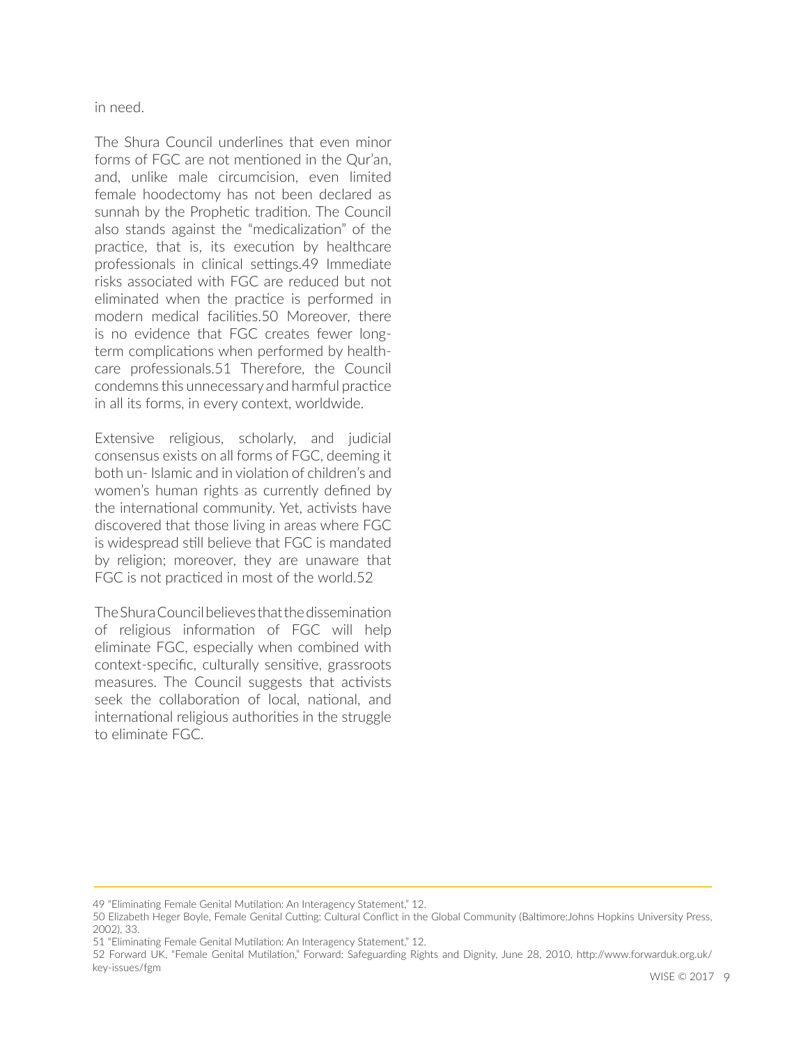in need.

The Shura Council underlines that even minor forms of FGC are not mentioned in the Qur'an, and, unlike male circumcision, even limited female hoodectomy has not been declared as sunnah by the Prophetic tradition. The Council also stands against the "medicalization" of the practice, that is, its execution by healthcare professionals in clinical settings.[49] Immediate risks associated with FGC are reduced but not eliminated when the practice is performed in modern medical facilities.[50] Moreover, there is no evidence that FGC creates fewer long-term complications when performed by health-care professionals.[51] Therefore, the Council condemns this unnecessary and harmful practice in all its forms, in every context, worldwide.

Extensive religious, scholarly, and judicial consensus exists on all forms of FGC, deeming it both un- Islamic and in violation of children's and women's human rights as currently defined by the international community. Yet, activists have discovered that those living in areas where FGC is widespread still believe that FGC is mandated by religion; moreover, they are unaware that FGC is not practiced in most of the world.[52]

The Shura Council believes that the dissemination of religious information of FGC will help eliminate FGC, especially when combined with context-specific, culturally sensitive, grassroots measures. The Council suggests that activists seek the collaboration of local, national, and international religious authorities in the struggle to eliminate FGC.

---

49 "Eliminating Female Genital Mutilation: An Interagency Statement," 12.

50 Elizabeth Heger Boyle, Female Genital Cutting: Cultural Conflict in the Global Community (Baltimore:Johns Hopkins University Press, 2002), 33.

51 "Eliminating Female Genital Mutilation: An Interagency Statement," 12.

52 Forward UK, "Female Genital Mutilation," Forward: Safeguarding Rights and Dignity, June 28, 2010, http://www.forwarduk.org.uk/key-issues/fgm

WISE © 2017